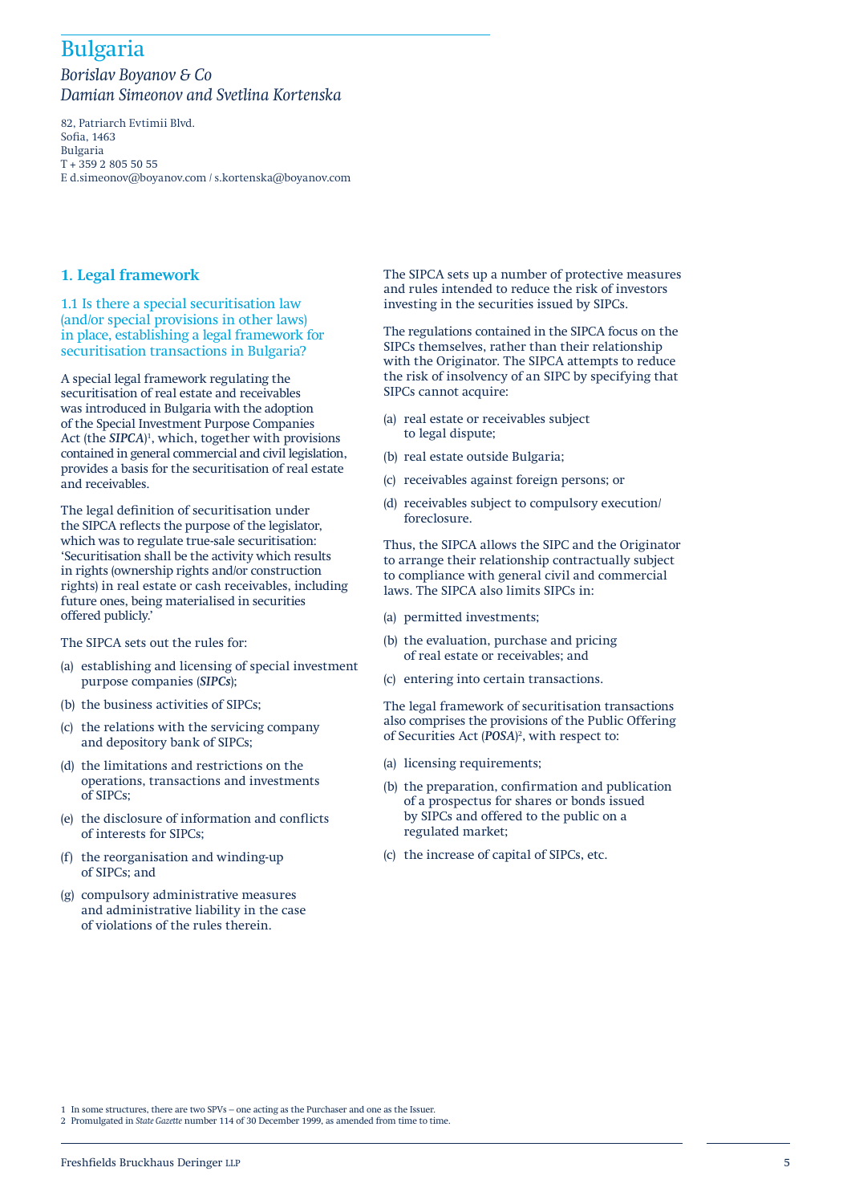# Bulgaria

*Borislav Boyanov & Co*
*Damian Simeonov and Svetlina Kortenska*

82, Patriarch Evtimii Blvd.
Sofia, 1463
Bulgaria
T + 359 2 805 50 55
E d.simeonov@boyanov.com / s.kortenska@boyanov.com

## 1. Legal framework

### 1.1 Is there a special securitisation law (and/or special provisions in other laws) in place, establishing a legal framework for securitisation transactions in Bulgaria?

A special legal framework regulating the securitisation of real estate and receivables was introduced in Bulgaria with the adoption of the Special Investment Purpose Companies Act (the ***SIPCA***)[1], which, together with provisions contained in general commercial and civil legislation, provides a basis for the securitisation of real estate and receivables.

The legal definition of securitisation under the SIPCA reflects the purpose of the legislator, which was to regulate true-sale securitisation: 'Securitisation shall be the activity which results in rights (ownership rights and/or construction rights) in real estate or cash receivables, including future ones, being materialised in securities offered publicly.'

The SIPCA sets out the rules for:

(a) establishing and licensing of special investment purpose companies (***SIPCs***);

(b) the business activities of SIPCs;

(c) the relations with the servicing company and depository bank of SIPCs;

(d) the limitations and restrictions on the operations, transactions and investments of SIPCs;

(e) the disclosure of information and conflicts of interests for SIPCs;

(f) the reorganisation and winding-up of SIPCs; and

(g) compulsory administrative measures and administrative liability in the case of violations of the rules therein.

The SIPCA sets up a number of protective measures and rules intended to reduce the risk of investors investing in the securities issued by SIPCs.

The regulations contained in the SIPCA focus on the SIPCs themselves, rather than their relationship with the Originator. The SIPCA attempts to reduce the risk of insolvency of an SIPC by specifying that SIPCs cannot acquire:

(a) real estate or receivables subject to legal dispute;

(b) real estate outside Bulgaria;

(c) receivables against foreign persons; or

(d) receivables subject to compulsory execution/foreclosure.

Thus, the SIPCA allows the SIPC and the Originator to arrange their relationship contractually subject to compliance with general civil and commercial laws. The SIPCA also limits SIPCs in:

(a) permitted investments;

(b) the evaluation, purchase and pricing of real estate or receivables; and

(c) entering into certain transactions.

The legal framework of securitisation transactions also comprises the provisions of the Public Offering of Securities Act (***POSA***)[2], with respect to:

(a) licensing requirements;

(b) the preparation, confirmation and publication of a prospectus for shares or bonds issued by SIPCs and offered to the public on a regulated market;

(c) the increase of capital of SIPCs, etc.

---

1 In some structures, there are two SPVs – one acting as the Purchaser and one as the Issuer.
2 Promulgated in *State Gazette* number 114 of 30 December 1999, as amended from time to time.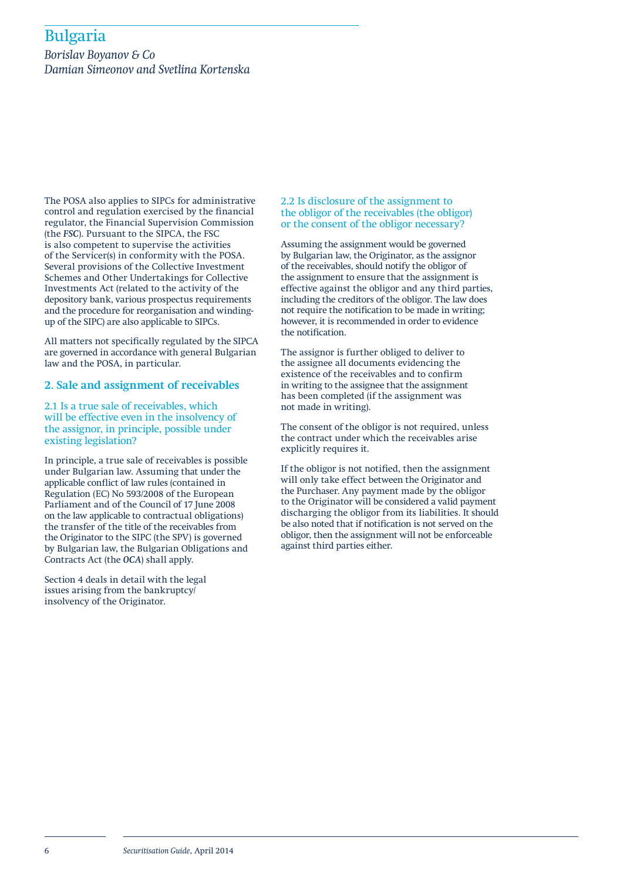The POSA also applies to SIPCs for administrative control and regulation exercised by the financial regulator, the Financial Supervision Commission (the ***FSC***). Pursuant to the SIPCA, the FSC is also competent to supervise the activities of the Servicer(s) in conformity with the POSA. Several provisions of the Collective Investment Schemes and Other Undertakings for Collective Investments Act (related to the activity of the depository bank, various prospectus requirements and the procedure for reorganisation and winding-up of the SIPC) are also applicable to SIPCs.

All matters not specifically regulated by the SIPCA are governed in accordance with general Bulgarian law and the POSA, in particular.

## 2. Sale and assignment of receivables

### 2.1 Is a true sale of receivables, which will be effective even in the insolvency of the assignor, in principle, possible under existing legislation?

In principle, a true sale of receivables is possible under Bulgarian law. Assuming that under the applicable conflict of law rules (contained in Regulation (EC) No 593/2008 of the European Parliament and of the Council of 17 June 2008 on the law applicable to contractual obligations) the transfer of the title of the receivables from the Originator to the SIPC (the SPV) is governed by Bulgarian law, the Bulgarian Obligations and Contracts Act (the ***OCA***) shall apply.

Section 4 deals in detail with the legal issues arising from the bankruptcy/insolvency of the Originator.

### 2.2 Is disclosure of the assignment to the obligor of the receivables (the obligor) or the consent of the obligor necessary?

Assuming the assignment would be governed by Bulgarian law, the Originator, as the assignor of the receivables, should notify the obligor of the assignment to ensure that the assignment is effective against the obligor and any third parties, including the creditors of the obligor. The law does not require the notification to be made in writing; however, it is recommended in order to evidence the notification.

The assignor is further obliged to deliver to the assignee all documents evidencing the existence of the receivables and to confirm in writing to the assignee that the assignment has been completed (if the assignment was not made in writing).

The consent of the obligor is not required, unless the contract under which the receivables arise explicitly requires it.

If the obligor is not notified, then the assignment will only take effect between the Originator and the Purchaser. Any payment made by the obligor to the Originator will be considered a valid payment discharging the obligor from its liabilities. It should be also noted that if notification is not served on the obligor, then the assignment will not be enforceable against third parties either.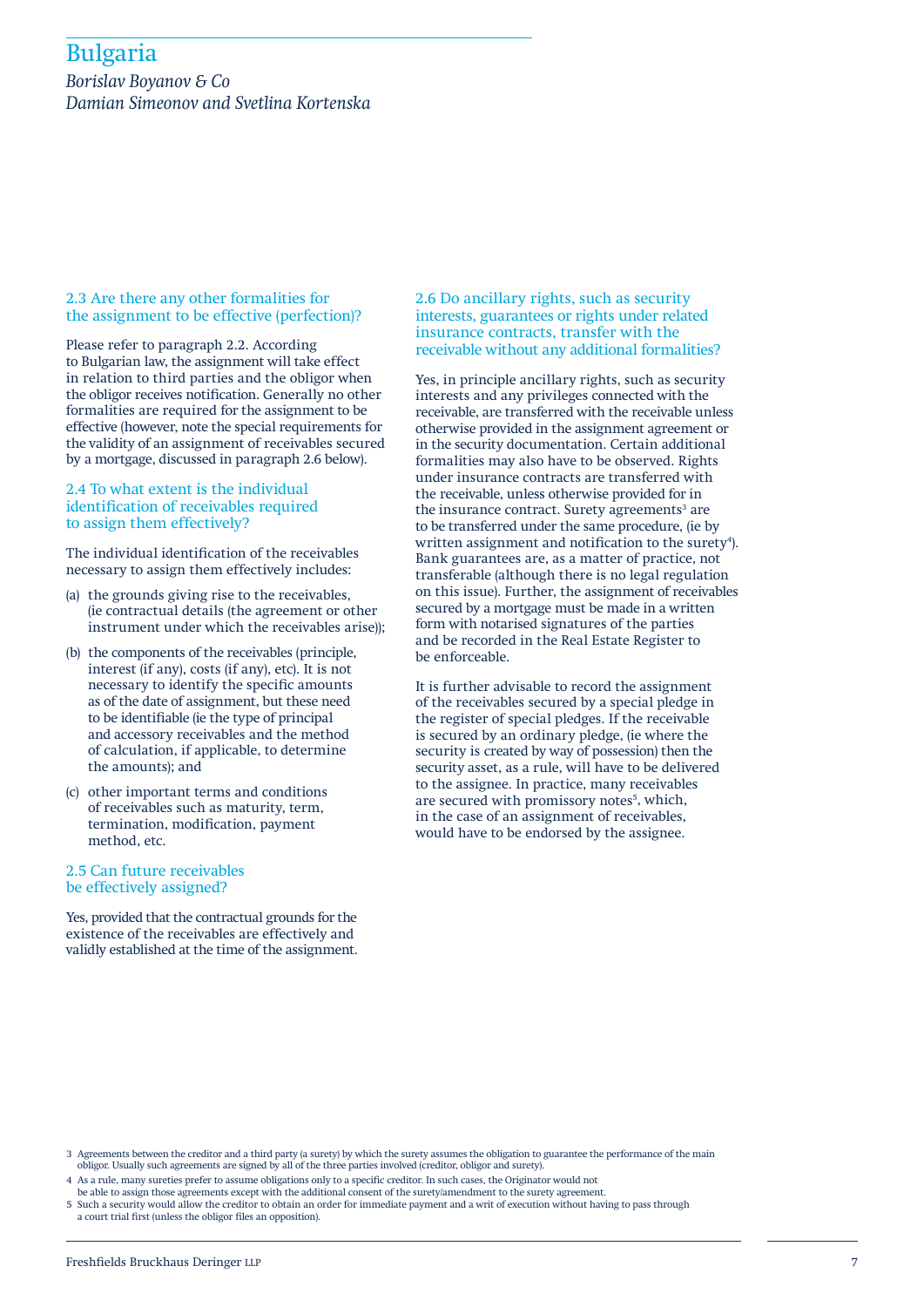# Bulgaria

*Borislav Boyanov & Co*
*Damian Simeonov and Svetlina Kortenska*

## 2.3 Are there any other formalities for the assignment to be effective (perfection)?

Please refer to paragraph 2.2. According to Bulgarian law, the assignment will take effect in relation to third parties and the obligor when the obligor receives notification. Generally no other formalities are required for the assignment to be effective (however, note the special requirements for the validity of an assignment of receivables secured by a mortgage, discussed in paragraph 2.6 below).

## 2.4 To what extent is the individual identification of receivables required to assign them effectively?

The individual identification of the receivables necessary to assign them effectively includes:

(a) the grounds giving rise to the receivables, (ie contractual details (the agreement or other instrument under which the receivables arise));

(b) the components of the receivables (principle, interest (if any), costs (if any), etc). It is not necessary to identify the specific amounts as of the date of assignment, but these need to be identifiable (ie the type of principal and accessory receivables and the method of calculation, if applicable, to determine the amounts); and

(c) other important terms and conditions of receivables such as maturity, term, termination, modification, payment method, etc.

## 2.5 Can future receivables be effectively assigned?

Yes, provided that the contractual grounds for the existence of the receivables are effectively and validly established at the time of the assignment.

## 2.6 Do ancillary rights, such as security interests, guarantees or rights under related insurance contracts, transfer with the receivable without any additional formalities?

Yes, in principle ancillary rights, such as security interests and any privileges connected with the receivable, are transferred with the receivable unless otherwise provided in the assignment agreement or in the security documentation. Certain additional formalities may also have to be observed. Rights under insurance contracts are transferred with the receivable, unless otherwise provided for in the insurance contract. Surety agreements[3] are to be transferred under the same procedure, (ie by written assignment and notification to the surety[4]). Bank guarantees are, as a matter of practice, not transferable (although there is no legal regulation on this issue). Further, the assignment of receivables secured by a mortgage must be made in a written form with notarised signatures of the parties and be recorded in the Real Estate Register to be enforceable.

It is further advisable to record the assignment of the receivables secured by a special pledge in the register of special pledges. If the receivable is secured by an ordinary pledge, (ie where the security is created by way of possession) then the security asset, as a rule, will have to be delivered to the assignee. In practice, many receivables are secured with promissory notes[5], which, in the case of an assignment of receivables, would have to be endorsed by the assignee.

---

3 Agreements between the creditor and a third party (a surety) by which the surety assumes the obligation to guarantee the performance of the main obligor. Usually such agreements are signed by all of the three parties involved (creditor, obligor and surety).

4 As a rule, many sureties prefer to assume obligations only to a specific creditor. In such cases, the Originator would not be able to assign those agreements except with the additional consent of the surety/amendment to the surety agreement.

5 Such a security would allow the creditor to obtain an order for immediate payment and a writ of execution without having to pass through a court trial first (unless the obligor files an opposition).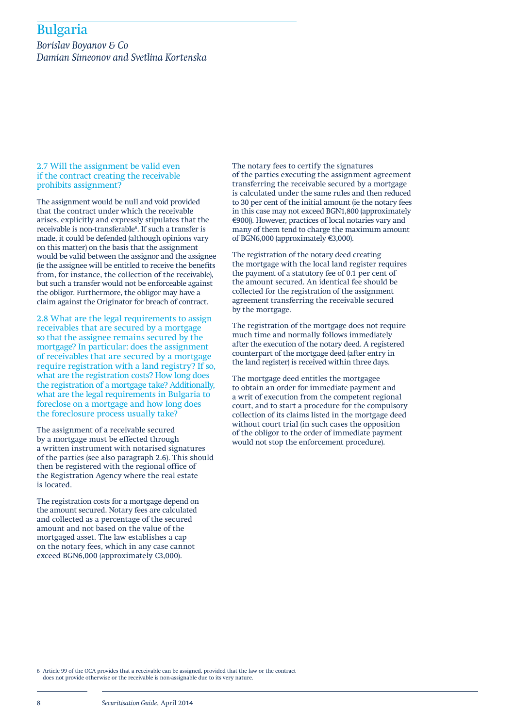# Bulgaria

*Borislav Boyanov & Co*
*Damian Simeonov and Svetlina Kortenska*

### 2.7 Will the assignment be valid even if the contract creating the receivable prohibits assignment?

The assignment would be null and void provided that the contract under which the receivable arises, explicitly and expressly stipulates that the receivable is non-transferable[6]. If such a transfer is made, it could be defended (although opinions vary on this matter) on the basis that the assignment would be valid between the assignor and the assignee (ie the assignee will be entitled to receive the benefits from, for instance, the collection of the receivable), but such a transfer would not be enforceable against the obligor. Furthermore, the obligor may have a claim against the Originator for breach of contract.

### 2.8 What are the legal requirements to assign receivables that are secured by a mortgage so that the assignee remains secured by the mortgage? In particular: does the assignment of receivables that are secured by a mortgage require registration with a land registry? If so, what are the registration costs? How long does the registration of a mortgage take? Additionally, what are the legal requirements in Bulgaria to foreclose on a mortgage and how long does the foreclosure process usually take?

The assignment of a receivable secured by a mortgage must be effected through a written instrument with notarised signatures of the parties (see also paragraph 2.6). This should then be registered with the regional office of the Registration Agency where the real estate is located.

The registration costs for a mortgage depend on the amount secured. Notary fees are calculated and collected as a percentage of the secured amount and not based on the value of the mortgaged asset. The law establishes a cap on the notary fees, which in any case cannot exceed BGN6,000 (approximately €3,000).

The notary fees to certify the signatures of the parties executing the assignment agreement transferring the receivable secured by a mortgage is calculated under the same rules and then reduced to 30 per cent of the initial amount (ie the notary fees in this case may not exceed BGN1,800 (approximately €900)). However, practices of local notaries vary and many of them tend to charge the maximum amount of BGN6,000 (approximately €3,000).

The registration of the notary deed creating the mortgage with the local land register requires the payment of a statutory fee of 0.1 per cent of the amount secured. An identical fee should be collected for the registration of the assignment agreement transferring the receivable secured by the mortgage.

The registration of the mortgage does not require much time and normally follows immediately after the execution of the notary deed. A registered counterpart of the mortgage deed (after entry in the land register) is received within three days.

The mortgage deed entitles the mortgagee to obtain an order for immediate payment and a writ of execution from the competent regional court, and to start a procedure for the compulsory collection of its claims listed in the mortgage deed without court trial (in such cases the opposition of the obligor to the order of immediate payment would not stop the enforcement procedure).

---

6 Article 99 of the OCA provides that a receivable can be assigned, provided that the law or the contract does not provide otherwise or the receivable is non-assignable due to its very nature.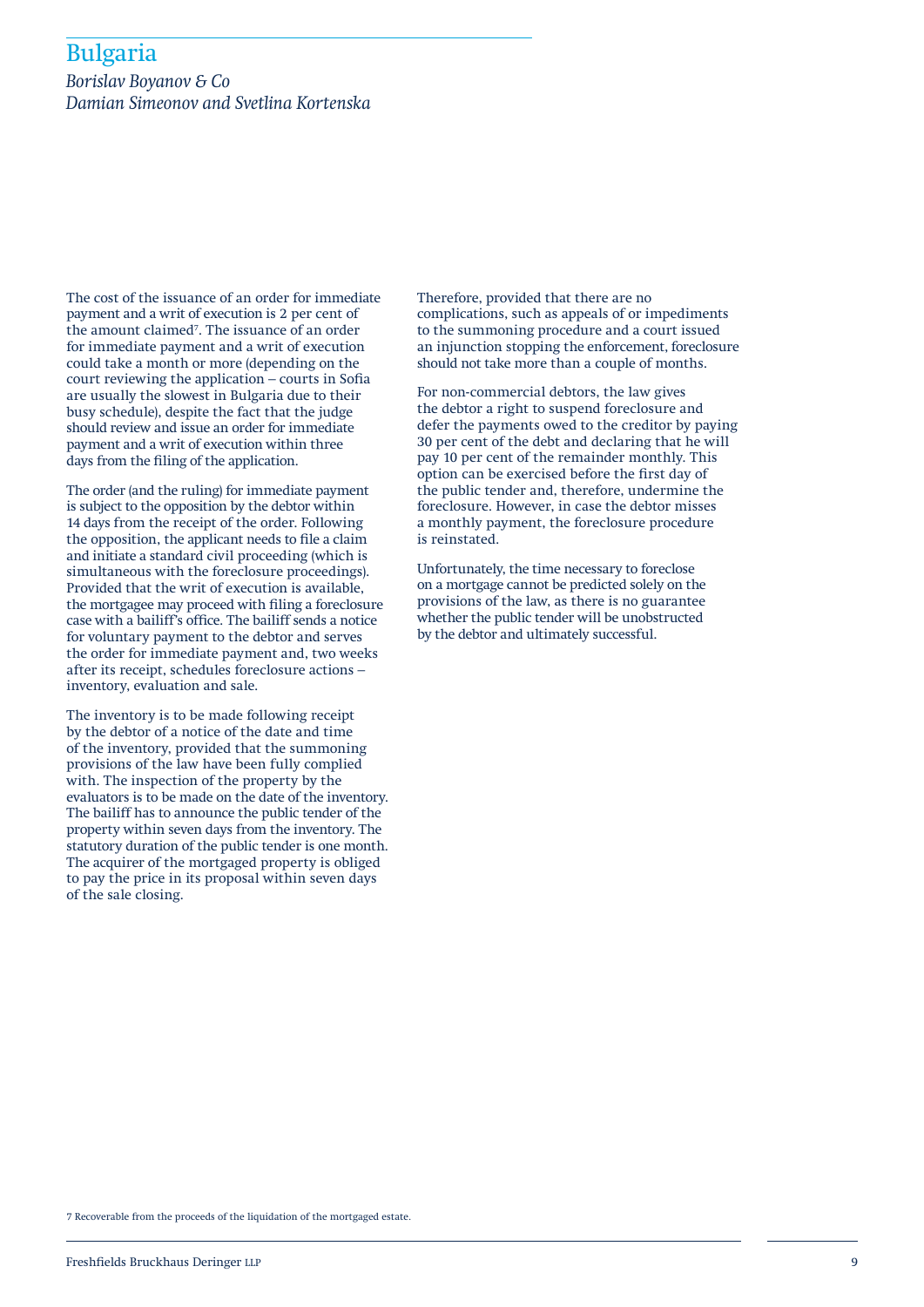# Bulgaria

*Borislav Boyanov & Co*
*Damian Simeonov and Svetlina Kortenska*

The cost of the issuance of an order for immediate payment and a writ of execution is 2 per cent of the amount claimed[7]. The issuance of an order for immediate payment and a writ of execution could take a month or more (depending on the court reviewing the application – courts in Sofia are usually the slowest in Bulgaria due to their busy schedule), despite the fact that the judge should review and issue an order for immediate payment and a writ of execution within three days from the filing of the application.

The order (and the ruling) for immediate payment is subject to the opposition by the debtor within 14 days from the receipt of the order. Following the opposition, the applicant needs to file a claim and initiate a standard civil proceeding (which is simultaneous with the foreclosure proceedings). Provided that the writ of execution is available, the mortgagee may proceed with filing a foreclosure case with a bailiff's office. The bailiff sends a notice for voluntary payment to the debtor and serves the order for immediate payment and, two weeks after its receipt, schedules foreclosure actions – inventory, evaluation and sale.

The inventory is to be made following receipt by the debtor of a notice of the date and time of the inventory, provided that the summoning provisions of the law have been fully complied with. The inspection of the property by the evaluators is to be made on the date of the inventory. The bailiff has to announce the public tender of the property within seven days from the inventory. The statutory duration of the public tender is one month. The acquirer of the mortgaged property is obliged to pay the price in its proposal within seven days of the sale closing.

Therefore, provided that there are no complications, such as appeals of or impediments to the summoning procedure and a court issued an injunction stopping the enforcement, foreclosure should not take more than a couple of months.

For non-commercial debtors, the law gives the debtor a right to suspend foreclosure and defer the payments owed to the creditor by paying 30 per cent of the debt and declaring that he will pay 10 per cent of the remainder monthly. This option can be exercised before the first day of the public tender and, therefore, undermine the foreclosure. However, in case the debtor misses a monthly payment, the foreclosure procedure is reinstated.

Unfortunately, the time necessary to foreclose on a mortgage cannot be predicted solely on the provisions of the law, as there is no guarantee whether the public tender will be unobstructed by the debtor and ultimately successful.

7 Recoverable from the proceeds of the liquidation of the mortgaged estate.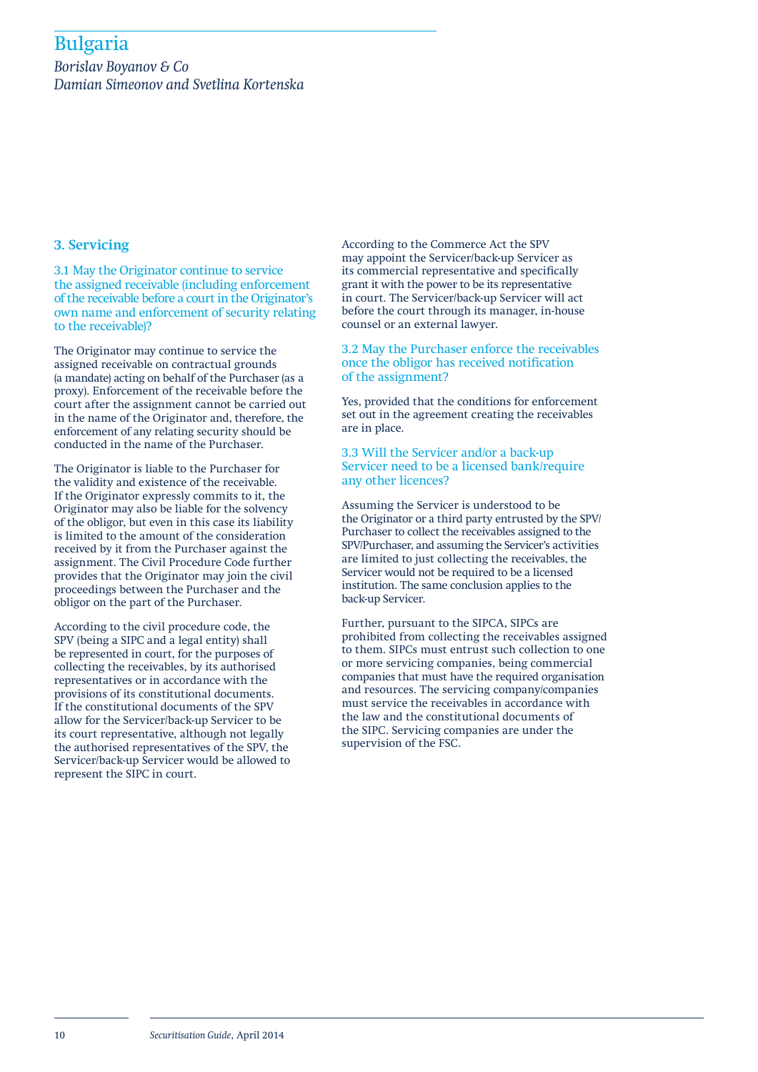# Bulgaria

*Borislav Boyanov & Co*
*Damian Simeonov and Svetlina Kortenska*

## 3. Servicing

### 3.1 May the Originator continue to service the assigned receivable (including enforcement of the receivable before a court in the Originator's own name and enforcement of security relating to the receivable)?

The Originator may continue to service the assigned receivable on contractual grounds (a mandate) acting on behalf of the Purchaser (as a proxy). Enforcement of the receivable before the court after the assignment cannot be carried out in the name of the Originator and, therefore, the enforcement of any relating security should be conducted in the name of the Purchaser.

The Originator is liable to the Purchaser for the validity and existence of the receivable. If the Originator expressly commits to it, the Originator may also be liable for the solvency of the obligor, but even in this case its liability is limited to the amount of the consideration received by it from the Purchaser against the assignment. The Civil Procedure Code further provides that the Originator may join the civil proceedings between the Purchaser and the obligor on the part of the Purchaser.

According to the civil procedure code, the SPV (being a SIPC and a legal entity) shall be represented in court, for the purposes of collecting the receivables, by its authorised representatives or in accordance with the provisions of its constitutional documents. If the constitutional documents of the SPV allow for the Servicer/back-up Servicer to be its court representative, although not legally the authorised representatives of the SPV, the Servicer/back-up Servicer would be allowed to represent the SIPC in court.

According to the Commerce Act the SPV may appoint the Servicer/back-up Servicer as its commercial representative and specifically grant it with the power to be its representative in court. The Servicer/back-up Servicer will act before the court through its manager, in-house counsel or an external lawyer.

### 3.2 May the Purchaser enforce the receivables once the obligor has received notification of the assignment?

Yes, provided that the conditions for enforcement set out in the agreement creating the receivables are in place.

### 3.3 Will the Servicer and/or a back-up Servicer need to be a licensed bank/require any other licences?

Assuming the Servicer is understood to be the Originator or a third party entrusted by the SPV/Purchaser to collect the receivables assigned to the SPV/Purchaser, and assuming the Servicer's activities are limited to just collecting the receivables, the Servicer would not be required to be a licensed institution. The same conclusion applies to the back-up Servicer.

Further, pursuant to the SIPCA, SIPCs are prohibited from collecting the receivables assigned to them. SIPCs must entrust such collection to one or more servicing companies, being commercial companies that must have the required organisation and resources. The servicing company/companies must service the receivables in accordance with the law and the constitutional documents of the SIPC. Servicing companies are under the supervision of the FSC.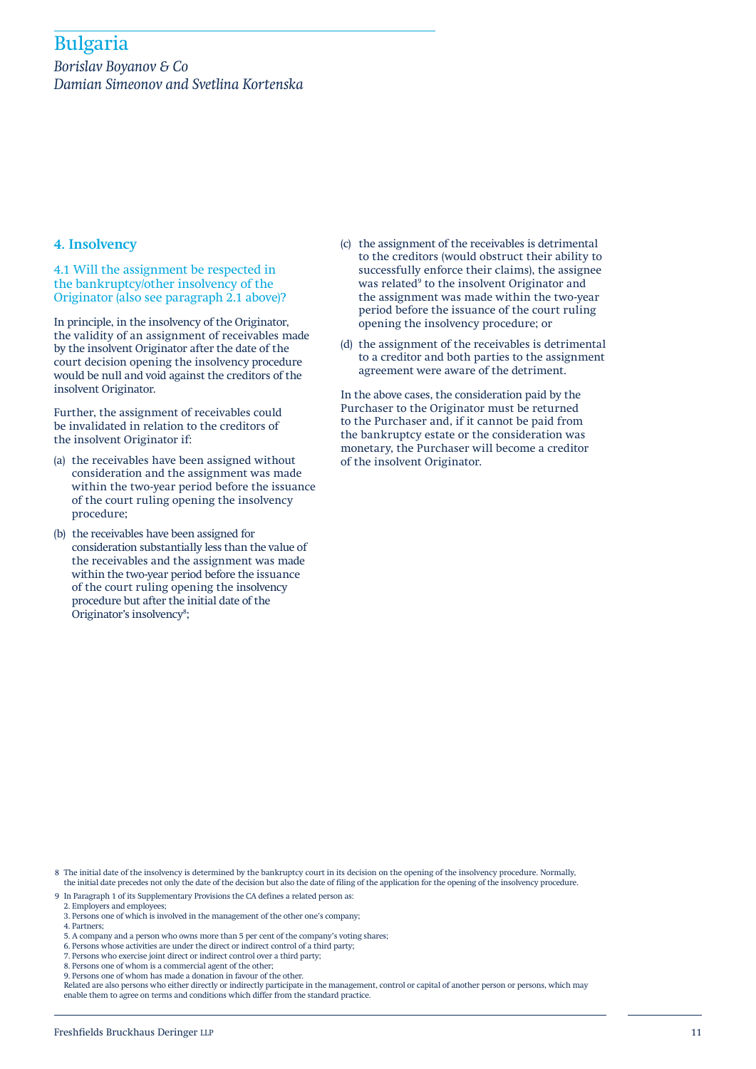# Bulgaria

*Borislav Boyanov & Co*
*Damian Simeonov and Svetlina Kortenska*

## 4. Insolvency

### 4.1 Will the assignment be respected in the bankruptcy/other insolvency of the Originator (also see paragraph 2.1 above)?

In principle, in the insolvency of the Originator, the validity of an assignment of receivables made by the insolvent Originator after the date of the court decision opening the insolvency procedure would be null and void against the creditors of the insolvent Originator.

Further, the assignment of receivables could be invalidated in relation to the creditors of the insolvent Originator if:

(a) the receivables have been assigned without consideration and the assignment was made within the two-year period before the issuance of the court ruling opening the insolvency procedure;

(b) the receivables have been assigned for consideration substantially less than the value of the receivables and the assignment was made within the two-year period before the issuance of the court ruling opening the insolvency procedure but after the initial date of the Originator's insolvency[8];

(c) the assignment of the receivables is detrimental to the creditors (would obstruct their ability to successfully enforce their claims), the assignee was related[9] to the insolvent Originator and the assignment was made within the two-year period before the issuance of the court ruling opening the insolvency procedure; or

(d) the assignment of the receivables is detrimental to a creditor and both parties to the assignment agreement were aware of the detriment.

In the above cases, the consideration paid by the Purchaser to the Originator must be returned to the Purchaser and, if it cannot be paid from the bankruptcy estate or the consideration was monetary, the Purchaser will become a creditor of the insolvent Originator.

---

8 The initial date of the insolvency is determined by the bankruptcy court in its decision on the opening of the insolvency procedure. Normally, the initial date precedes not only the date of the decision but also the date of filing of the application for the opening of the insolvency procedure.

9 In Paragraph 1 of its Supplementary Provisions the CA defines a related person as:
2. Employers and employees;
3. Persons one of which is involved in the management of the other one's company;
4. Partners;
5. A company and a person who owns more than 5 per cent of the company's voting shares;
6. Persons whose activities are under the direct or indirect control of a third party;
7. Persons who exercise joint direct or indirect control over a third party;
8. Persons one of whom is a commercial agent of the other;
9. Persons one of whom has made a donation in favour of the other.
Related are also persons who either directly or indirectly participate in the management, control or capital of another person or persons, which may enable them to agree on terms and conditions which differ from the standard practice.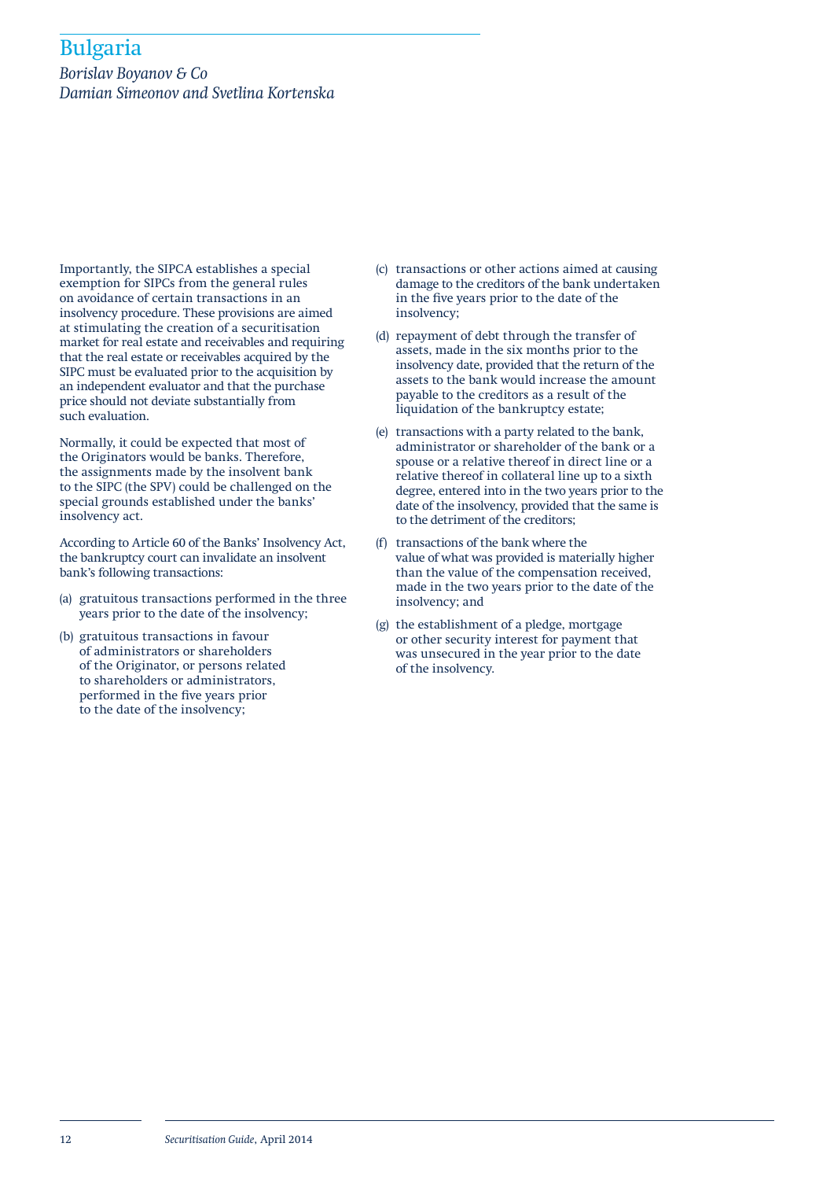Importantly, the SIPCA establishes a special exemption for SIPCs from the general rules on avoidance of certain transactions in an insolvency procedure. These provisions are aimed at stimulating the creation of a securitisation market for real estate and receivables and requiring that the real estate or receivables acquired by the SIPC must be evaluated prior to the acquisition by an independent evaluator and that the purchase price should not deviate substantially from such evaluation.

Normally, it could be expected that most of the Originators would be banks. Therefore, the assignments made by the insolvent bank to the SIPC (the SPV) could be challenged on the special grounds established under the banks' insolvency act.

According to Article 60 of the Banks' Insolvency Act, the bankruptcy court can invalidate an insolvent bank's following transactions:

(a) gratuitous transactions performed in the three years prior to the date of the insolvency;

(b) gratuitous transactions in favour of administrators or shareholders of the Originator, or persons related to shareholders or administrators, performed in the five years prior to the date of the insolvency;

(c) transactions or other actions aimed at causing damage to the creditors of the bank undertaken in the five years prior to the date of the insolvency;

(d) repayment of debt through the transfer of assets, made in the six months prior to the insolvency date, provided that the return of the assets to the bank would increase the amount payable to the creditors as a result of the liquidation of the bankruptcy estate;

(e) transactions with a party related to the bank, administrator or shareholder of the bank or a spouse or a relative thereof in direct line or a relative thereof in collateral line up to a sixth degree, entered into in the two years prior to the date of the insolvency, provided that the same is to the detriment of the creditors;

(f) transactions of the bank where the value of what was provided is materially higher than the value of the compensation received, made in the two years prior to the date of the insolvency; and

(g) the establishment of a pledge, mortgage or other security interest for payment that was unsecured in the year prior to the date of the insolvency.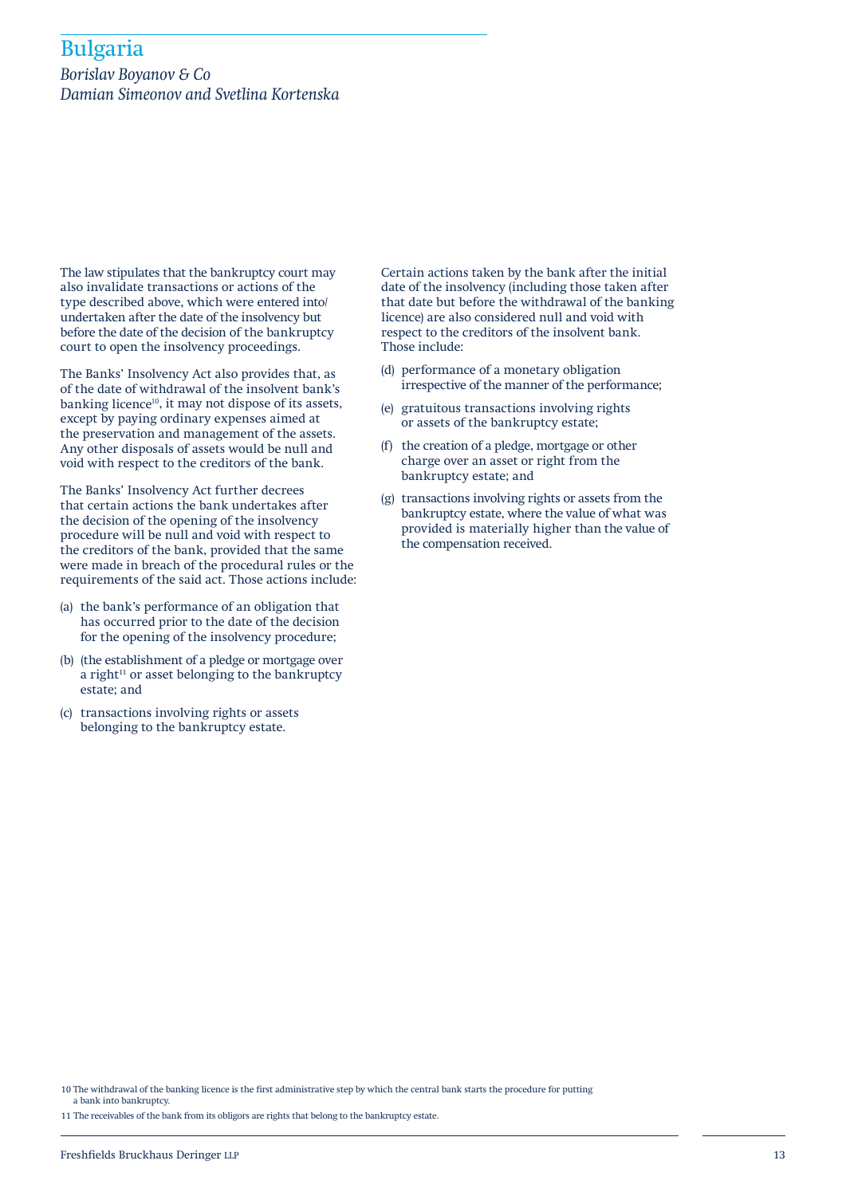# Bulgaria

*Borislav Boyanov & Co*
*Damian Simeonov and Svetlina Kortenska*

The law stipulates that the bankruptcy court may also invalidate transactions or actions of the type described above, which were entered into/ undertaken after the date of the insolvency but before the date of the decision of the bankruptcy court to open the insolvency proceedings.

The Banks' Insolvency Act also provides that, as of the date of withdrawal of the insolvent bank's banking licence[10], it may not dispose of its assets, except by paying ordinary expenses aimed at the preservation and management of the assets. Any other disposals of assets would be null and void with respect to the creditors of the bank.

The Banks' Insolvency Act further decrees that certain actions the bank undertakes after the decision of the opening of the insolvency procedure will be null and void with respect to the creditors of the bank, provided that the same were made in breach of the procedural rules or the requirements of the said act. Those actions include:

(a) the bank's performance of an obligation that has occurred prior to the date of the decision for the opening of the insolvency procedure;

(b) (the establishment of a pledge or mortgage over a right[11] or asset belonging to the bankruptcy estate; and

(c) transactions involving rights or assets belonging to the bankruptcy estate.

Certain actions taken by the bank after the initial date of the insolvency (including those taken after that date but before the withdrawal of the banking licence) are also considered null and void with respect to the creditors of the insolvent bank. Those include:

(d) performance of a monetary obligation irrespective of the manner of the performance;

(e) gratuitous transactions involving rights or assets of the bankruptcy estate;

(f) the creation of a pledge, mortgage or other charge over an asset or right from the bankruptcy estate; and

(g) transactions involving rights or assets from the bankruptcy estate, where the value of what was provided is materially higher than the value of the compensation received.

10 The withdrawal of the banking licence is the first administrative step by which the central bank starts the procedure for putting a bank into bankruptcy.

11 The receivables of the bank from its obligors are rights that belong to the bankruptcy estate.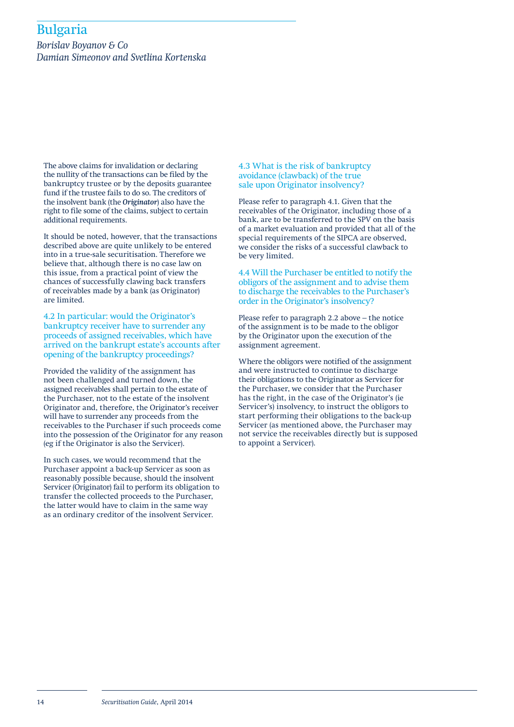The above claims for invalidation or declaring the nullity of the transactions can be filed by the bankruptcy trustee or by the deposits guarantee fund if the trustee fails to do so. The creditors of the insolvent bank (the ***Originator***) also have the right to file some of the claims, subject to certain additional requirements.

It should be noted, however, that the transactions described above are quite unlikely to be entered into in a true-sale securitisation. Therefore we believe that, although there is no case law on this issue, from a practical point of view the chances of successfully clawing back transfers of receivables made by a bank (as Originator) are limited.

### 4.2 In particular: would the Originator's bankruptcy receiver have to surrender any proceeds of assigned receivables, which have arrived on the bankrupt estate's accounts after opening of the bankruptcy proceedings?

Provided the validity of the assignment has not been challenged and turned down, the assigned receivables shall pertain to the estate of the Purchaser, not to the estate of the insolvent Originator and, therefore, the Originator's receiver will have to surrender any proceeds from the receivables to the Purchaser if such proceeds come into the possession of the Originator for any reason (eg if the Originator is also the Servicer).

In such cases, we would recommend that the Purchaser appoint a back-up Servicer as soon as reasonably possible because, should the insolvent Servicer (Originator) fail to perform its obligation to transfer the collected proceeds to the Purchaser, the latter would have to claim in the same way as an ordinary creditor of the insolvent Servicer.

### 4.3 What is the risk of bankruptcy avoidance (clawback) of the true sale upon Originator insolvency?

Please refer to paragraph 4.1. Given that the receivables of the Originator, including those of a bank, are to be transferred to the SPV on the basis of a market evaluation and provided that all of the special requirements of the SIPCA are observed, we consider the risks of a successful clawback to be very limited.

### 4.4 Will the Purchaser be entitled to notify the obligors of the assignment and to advise them to discharge the receivables to the Purchaser's order in the Originator's insolvency?

Please refer to paragraph 2.2 above – the notice of the assignment is to be made to the obligor by the Originator upon the execution of the assignment agreement.

Where the obligors were notified of the assignment and were instructed to continue to discharge their obligations to the Originator as Servicer for the Purchaser, we consider that the Purchaser has the right, in the case of the Originator's (ie Servicer's) insolvency, to instruct the obligors to start performing their obligations to the back-up Servicer (as mentioned above, the Purchaser may not service the receivables directly but is supposed to appoint a Servicer).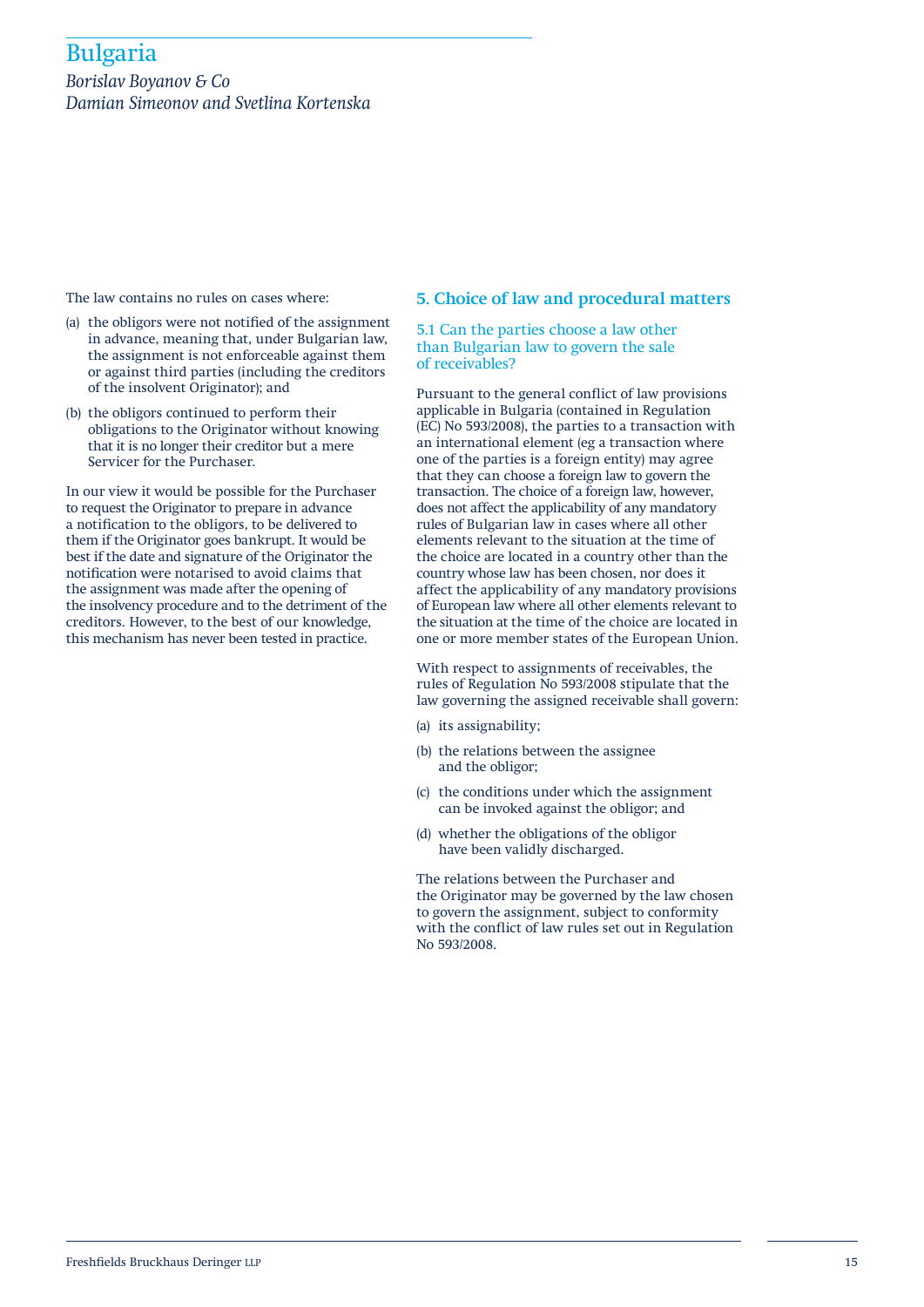# Bulgaria

*Borislav Boyanov & Co*
*Damian Simeonov and Svetlina Kortenska*

The law contains no rules on cases where:

(a) the obligors were not notified of the assignment in advance, meaning that, under Bulgarian law, the assignment is not enforceable against them or against third parties (including the creditors of the insolvent Originator); and

(b) the obligors continued to perform their obligations to the Originator without knowing that it is no longer their creditor but a mere Servicer for the Purchaser.

In our view it would be possible for the Purchaser to request the Originator to prepare in advance a notification to the obligors, to be delivered to them if the Originator goes bankrupt. It would be best if the date and signature of the Originator the notification were notarised to avoid claims that the assignment was made after the opening of the insolvency procedure and to the detriment of the creditors. However, to the best of our knowledge, this mechanism has never been tested in practice.

## 5. Choice of law and procedural matters

### 5.1 Can the parties choose a law other than Bulgarian law to govern the sale of receivables?

Pursuant to the general conflict of law provisions applicable in Bulgaria (contained in Regulation (EC) No 593/2008), the parties to a transaction with an international element (eg a transaction where one of the parties is a foreign entity) may agree that they can choose a foreign law to govern the transaction. The choice of a foreign law, however, does not affect the applicability of any mandatory rules of Bulgarian law in cases where all other elements relevant to the situation at the time of the choice are located in a country other than the country whose law has been chosen, nor does it affect the applicability of any mandatory provisions of European law where all other elements relevant to the situation at the time of the choice are located in one or more member states of the European Union.

With respect to assignments of receivables, the rules of Regulation No 593/2008 stipulate that the law governing the assigned receivable shall govern:

(a) its assignability;

(b) the relations between the assignee and the obligor;

(c) the conditions under which the assignment can be invoked against the obligor; and

(d) whether the obligations of the obligor have been validly discharged.

The relations between the Purchaser and the Originator may be governed by the law chosen to govern the assignment, subject to conformity with the conflict of law rules set out in Regulation No 593/2008.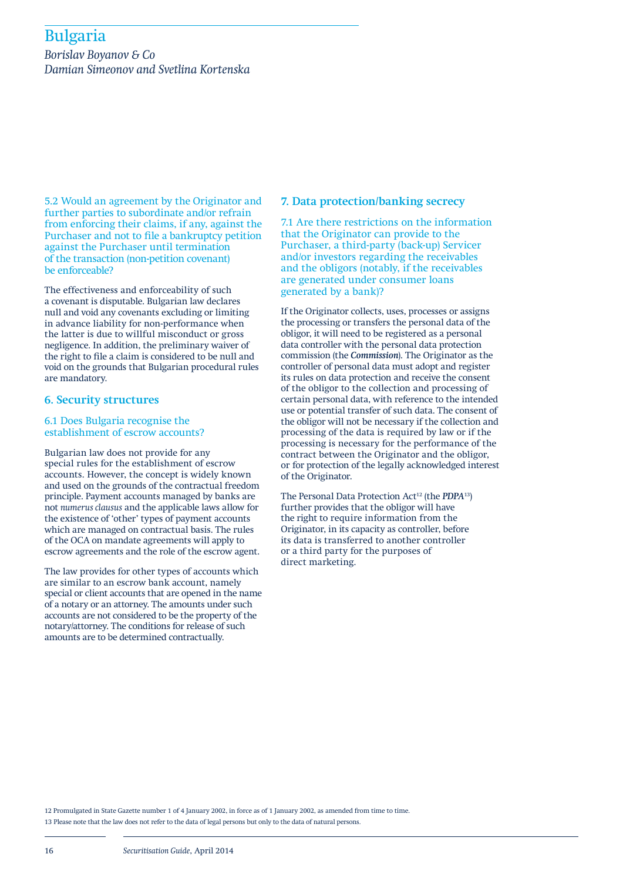5.2 Would an agreement by the Originator and further parties to subordinate and/or refrain from enforcing their claims, if any, against the Purchaser and not to file a bankruptcy petition against the Purchaser until termination of the transaction (non-petition covenant) be enforceable?

The effectiveness and enforceability of such a covenant is disputable. Bulgarian law declares null and void any covenants excluding or limiting in advance liability for non-performance when the latter is due to willful misconduct or gross negligence. In addition, the preliminary waiver of the right to file a claim is considered to be null and void on the grounds that Bulgarian procedural rules are mandatory.

## 6. Security structures

### 6.1 Does Bulgaria recognise the establishment of escrow accounts?

Bulgarian law does not provide for any special rules for the establishment of escrow accounts. However, the concept is widely known and used on the grounds of the contractual freedom principle. Payment accounts managed by banks are not *numerus clausus* and the applicable laws allow for the existence of 'other' types of payment accounts which are managed on contractual basis. The rules of the OCA on mandate agreements will apply to escrow agreements and the role of the escrow agent.

The law provides for other types of accounts which are similar to an escrow bank account, namely special or client accounts that are opened in the name of a notary or an attorney. The amounts under such accounts are not considered to be the property of the notary/attorney. The conditions for release of such amounts are to be determined contractually.

## 7. Data protection/banking secrecy

### 7.1 Are there restrictions on the information that the Originator can provide to the Purchaser, a third-party (back-up) Servicer and/or investors regarding the receivables and the obligors (notably, if the receivables are generated under consumer loans generated by a bank)?

If the Originator collects, uses, processes or assigns the processing or transfers the personal data of the obligor, it will need to be registered as a personal data controller with the personal data protection commission (the ***Commission***). The Originator as the controller of personal data must adopt and register its rules on data protection and receive the consent of the obligor to the collection and processing of certain personal data, with reference to the intended use or potential transfer of such data. The consent of the obligor will not be necessary if the collection and processing of the data is required by law or if the processing is necessary for the performance of the contract between the Originator and the obligor, or for protection of the legally acknowledged interest of the Originator.

The Personal Data Protection Act[12] (the ***PDPA***[13]) further provides that the obligor will have the right to require information from the Originator, in its capacity as controller, before its data is transferred to another controller or a third party for the purposes of direct marketing.

12 Promulgated in State Gazette number 1 of 4 January 2002, in force as of 1 January 2002, as amended from time to time.

13 Please note that the law does not refer to the data of legal persons but only to the data of natural persons.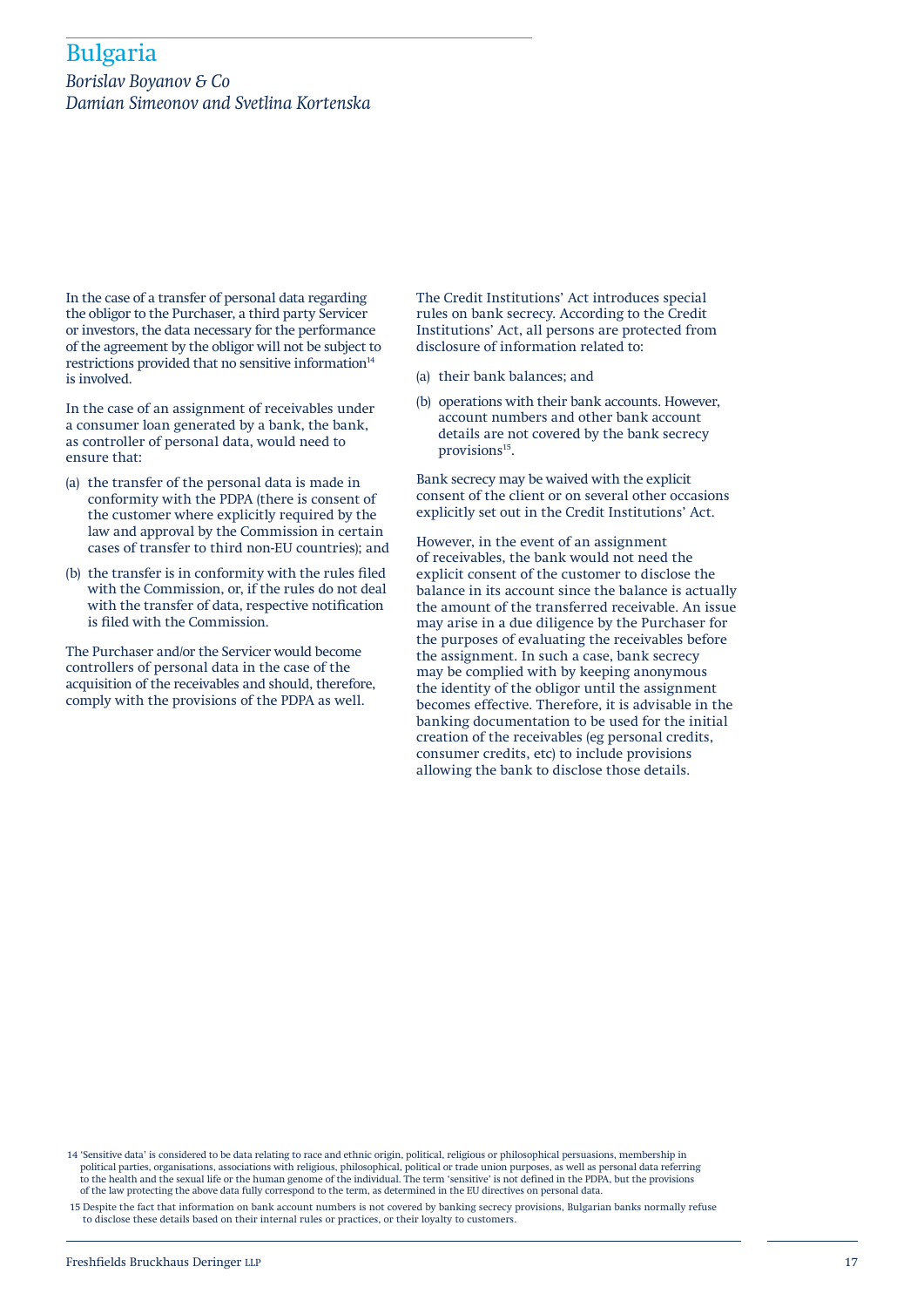In the case of a transfer of personal data regarding the obligor to the Purchaser, a third party Servicer or investors, the data necessary for the performance of the agreement by the obligor will not be subject to restrictions provided that no sensitive information[14] is involved.

In the case of an assignment of receivables under a consumer loan generated by a bank, the bank, as controller of personal data, would need to ensure that:

(a) the transfer of the personal data is made in conformity with the PDPA (there is consent of the customer where explicitly required by the law and approval by the Commission in certain cases of transfer to third non-EU countries); and

(b) the transfer is in conformity with the rules filed with the Commission, or, if the rules do not deal with the transfer of data, respective notification is filed with the Commission.

The Purchaser and/or the Servicer would become controllers of personal data in the case of the acquisition of the receivables and should, therefore, comply with the provisions of the PDPA as well.

The Credit Institutions' Act introduces special rules on bank secrecy. According to the Credit Institutions' Act, all persons are protected from disclosure of information related to:

(a) their bank balances; and

(b) operations with their bank accounts. However, account numbers and other bank account details are not covered by the bank secrecy provisions[15].

Bank secrecy may be waived with the explicit consent of the client or on several other occasions explicitly set out in the Credit Institutions' Act.

However, in the event of an assignment of receivables, the bank would not need the explicit consent of the customer to disclose the balance in its account since the balance is actually the amount of the transferred receivable. An issue may arise in a due diligence by the Purchaser for the purposes of evaluating the receivables before the assignment. In such a case, bank secrecy may be complied with by keeping anonymous the identity of the obligor until the assignment becomes effective. Therefore, it is advisable in the banking documentation to be used for the initial creation of the receivables (eg personal credits, consumer credits, etc) to include provisions allowing the bank to disclose those details.

14 'Sensitive data' is considered to be data relating to race and ethnic origin, political, religious or philosophical persuasions, membership in political parties, organisations, associations with religious, philosophical, political or trade union purposes, as well as personal data referring to the health and the sexual life or the human genome of the individual. The term 'sensitive' is not defined in the PDPA, but the provisions of the law protecting the above data fully correspond to the term, as determined in the EU directives on personal data.

15 Despite the fact that information on bank account numbers is not covered by banking secrecy provisions, Bulgarian banks normally refuse to disclose these details based on their internal rules or practices, or their loyalty to customers.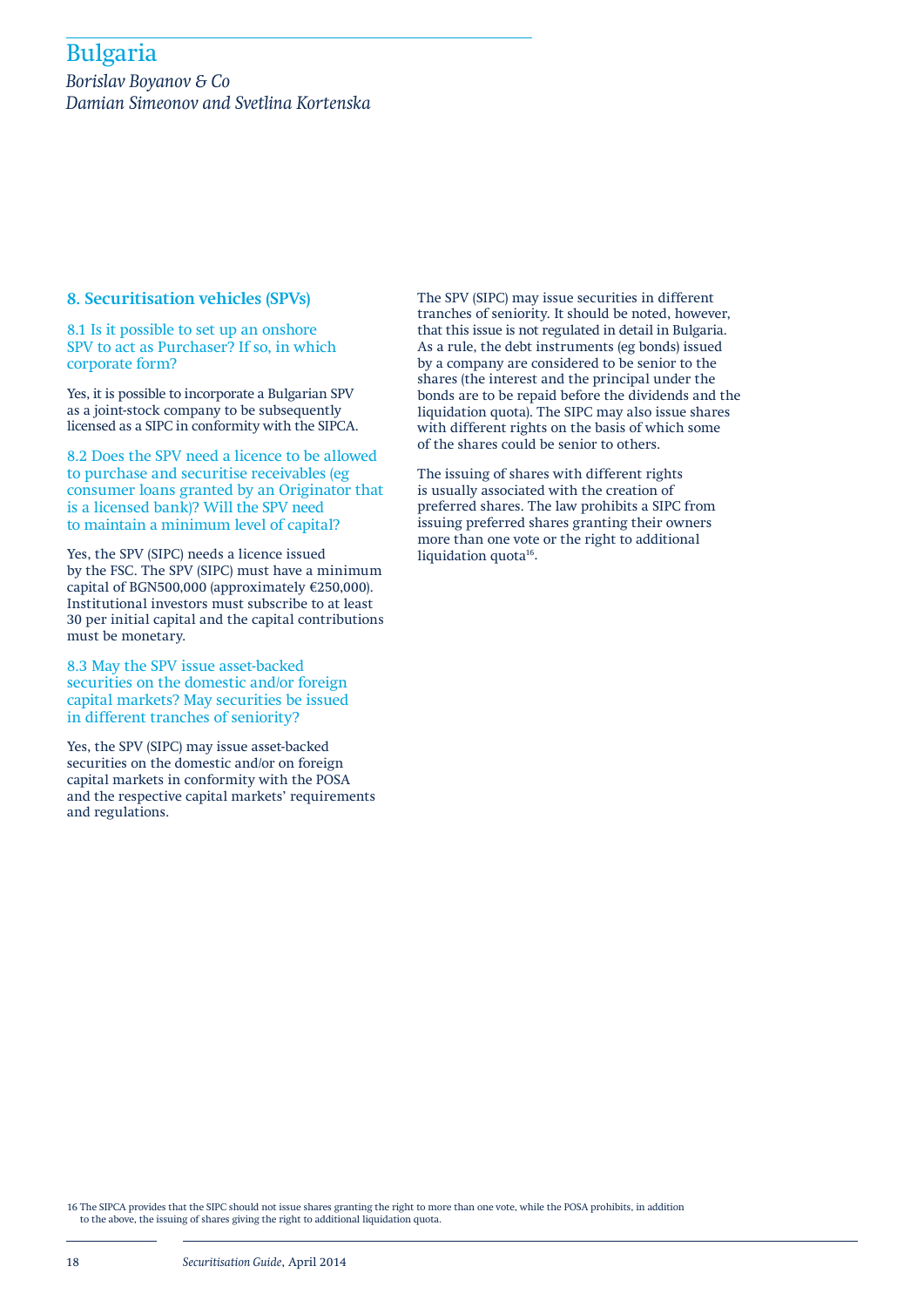## 8. Securitisation vehicles (SPVs)

### 8.1 Is it possible to set up an onshore SPV to act as Purchaser? If so, in which corporate form?

Yes, it is possible to incorporate a Bulgarian SPV as a joint-stock company to be subsequently licensed as a SIPC in conformity with the SIPCA.

### 8.2 Does the SPV need a licence to be allowed to purchase and securitise receivables (eg consumer loans granted by an Originator that is a licensed bank)? Will the SPV need to maintain a minimum level of capital?

Yes, the SPV (SIPC) needs a licence issued by the FSC. The SPV (SIPC) must have a minimum capital of BGN500,000 (approximately €250,000). Institutional investors must subscribe to at least 30 per initial capital and the capital contributions must be monetary.

### 8.3 May the SPV issue asset-backed securities on the domestic and/or foreign capital markets? May securities be issued in different tranches of seniority?

Yes, the SPV (SIPC) may issue asset-backed securities on the domestic and/or on foreign capital markets in conformity with the POSA and the respective capital markets' requirements and regulations.

The SPV (SIPC) may issue securities in different tranches of seniority. It should be noted, however, that this issue is not regulated in detail in Bulgaria. As a rule, the debt instruments (eg bonds) issued by a company are considered to be senior to the shares (the interest and the principal under the bonds are to be repaid before the dividends and the liquidation quota). The SIPC may also issue shares with different rights on the basis of which some of the shares could be senior to others.

The issuing of shares with different rights is usually associated with the creation of preferred shares. The law prohibits a SIPC from issuing preferred shares granting their owners more than one vote or the right to additional liquidation quota[16].

16 The SIPCA provides that the SIPC should not issue shares granting the right to more than one vote, while the POSA prohibits, in addition to the above, the issuing of shares giving the right to additional liquidation quota.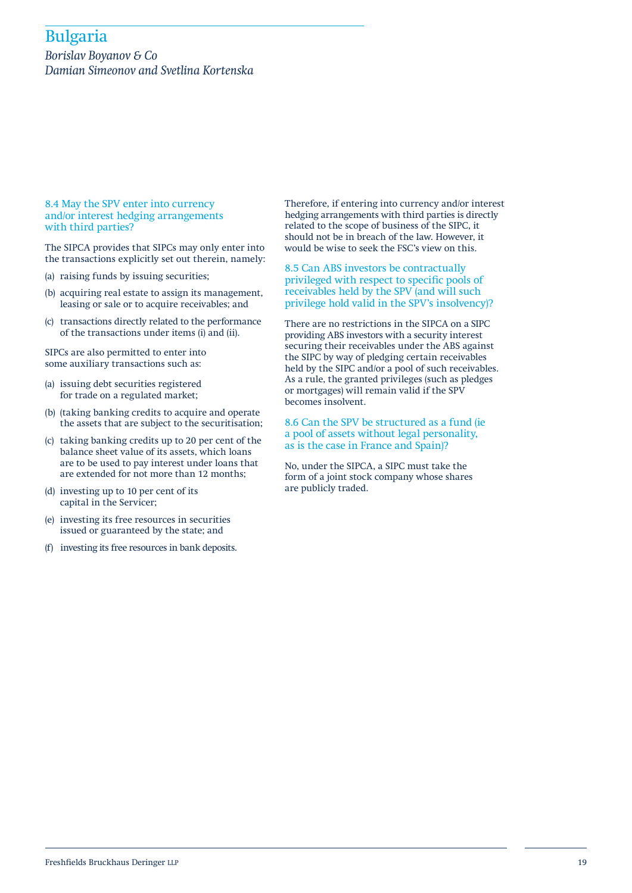# Bulgaria

*Borislav Boyanov & Co*
*Damian Simeonov and Svetlina Kortenska*

### 8.4 May the SPV enter into currency and/or interest hedging arrangements with third parties?

The SIPCA provides that SIPCs may only enter into the transactions explicitly set out therein, namely:

(a) raising funds by issuing securities;

(b) acquiring real estate to assign its management, leasing or sale or to acquire receivables; and

(c) transactions directly related to the performance of the transactions under items (i) and (ii).

SIPCs are also permitted to enter into some auxiliary transactions such as:

(a) issuing debt securities registered for trade on a regulated market;

(b) (taking banking credits to acquire and operate the assets that are subject to the securitisation;

(c) taking banking credits up to 20 per cent of the balance sheet value of its assets, which loans are to be used to pay interest under loans that are extended for not more than 12 months;

(d) investing up to 10 per cent of its capital in the Servicer;

(e) investing its free resources in securities issued or guaranteed by the state; and

(f) investing its free resources in bank deposits.

Therefore, if entering into currency and/or interest hedging arrangements with third parties is directly related to the scope of business of the SIPC, it should not be in breach of the law. However, it would be wise to seek the FSC's view on this.

### 8.5 Can ABS investors be contractually privileged with respect to specific pools of receivables held by the SPV (and will such privilege hold valid in the SPV's insolvency)?

There are no restrictions in the SIPCA on a SIPC providing ABS investors with a security interest securing their receivables under the ABS against the SIPC by way of pledging certain receivables held by the SIPC and/or a pool of such receivables. As a rule, the granted privileges (such as pledges or mortgages) will remain valid if the SPV becomes insolvent.

### 8.6 Can the SPV be structured as a fund (ie a pool of assets without legal personality, as is the case in France and Spain)?

No, under the SIPCA, a SIPC must take the form of a joint stock company whose shares are publicly traded.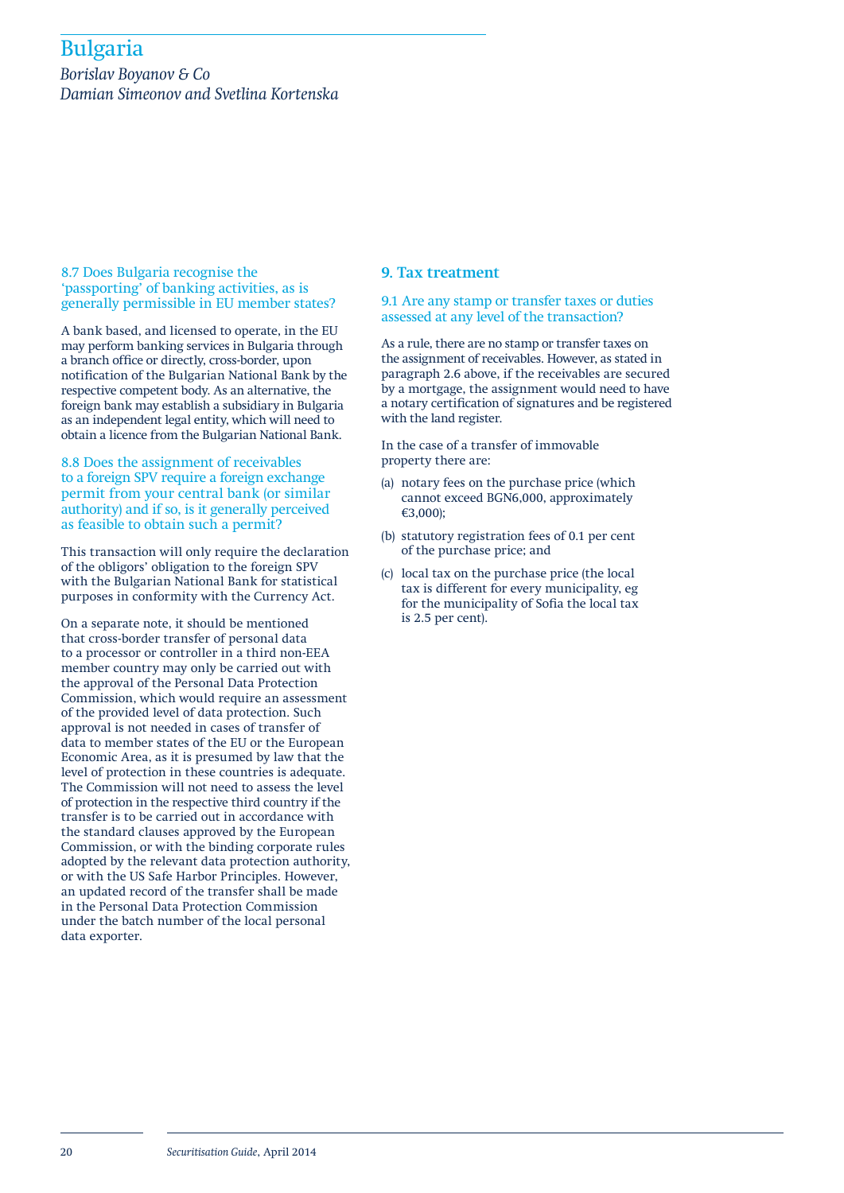### 8.7 Does Bulgaria recognise the 'passporting' of banking activities, as is generally permissible in EU member states?

A bank based, and licensed to operate, in the EU may perform banking services in Bulgaria through a branch office or directly, cross-border, upon notification of the Bulgarian National Bank by the respective competent body. As an alternative, the foreign bank may establish a subsidiary in Bulgaria as an independent legal entity, which will need to obtain a licence from the Bulgarian National Bank.

### 8.8 Does the assignment of receivables to a foreign SPV require a foreign exchange permit from your central bank (or similar authority) and if so, is it generally perceived as feasible to obtain such a permit?

This transaction will only require the declaration of the obligors' obligation to the foreign SPV with the Bulgarian National Bank for statistical purposes in conformity with the Currency Act.

On a separate note, it should be mentioned that cross-border transfer of personal data to a processor or controller in a third non-EEA member country may only be carried out with the approval of the Personal Data Protection Commission, which would require an assessment of the provided level of data protection. Such approval is not needed in cases of transfer of data to member states of the EU or the European Economic Area, as it is presumed by law that the level of protection in these countries is adequate. The Commission will not need to assess the level of protection in the respective third country if the transfer is to be carried out in accordance with the standard clauses approved by the European Commission, or with the binding corporate rules adopted by the relevant data protection authority, or with the US Safe Harbor Principles. However, an updated record of the transfer shall be made in the Personal Data Protection Commission under the batch number of the local personal data exporter.

## 9. Tax treatment

### 9.1 Are any stamp or transfer taxes or duties assessed at any level of the transaction?

As a rule, there are no stamp or transfer taxes on the assignment of receivables. However, as stated in paragraph 2.6 above, if the receivables are secured by a mortgage, the assignment would need to have a notary certification of signatures and be registered with the land register.

In the case of a transfer of immovable property there are:

(a) notary fees on the purchase price (which cannot exceed BGN6,000, approximately €3,000);

(b) statutory registration fees of 0.1 per cent of the purchase price; and

(c) local tax on the purchase price (the local tax is different for every municipality, eg for the municipality of Sofia the local tax is 2.5 per cent).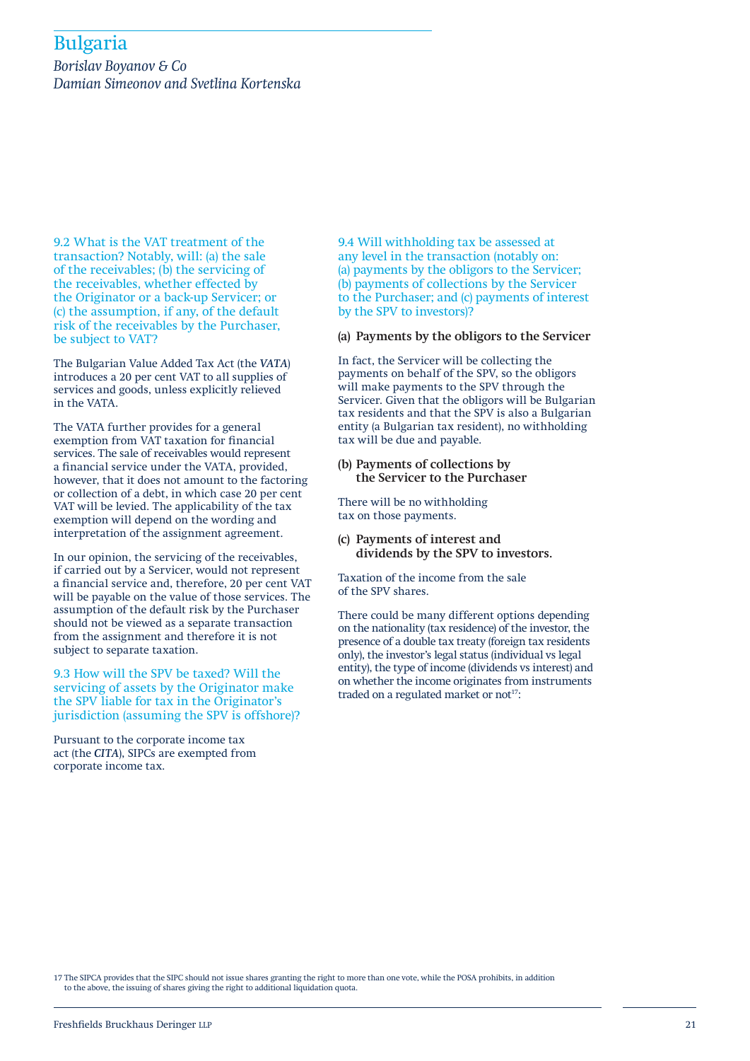# Bulgaria

*Borislav Boyanov & Co*
*Damian Simeonov and Svetlina Kortenska*

### 9.2 What is the VAT treatment of the transaction? Notably, will: (a) the sale of the receivables; (b) the servicing of the receivables, whether effected by the Originator or a back-up Servicer; or (c) the assumption, if any, of the default risk of the receivables by the Purchaser, be subject to VAT?

The Bulgarian Value Added Tax Act (the ***VATA***) introduces a 20 per cent VAT to all supplies of services and goods, unless explicitly relieved in the VATA.

The VATA further provides for a general exemption from VAT taxation for financial services. The sale of receivables would represent a financial service under the VATA, provided, however, that it does not amount to the factoring or collection of a debt, in which case 20 per cent VAT will be levied. The applicability of the tax exemption will depend on the wording and interpretation of the assignment agreement.

In our opinion, the servicing of the receivables, if carried out by a Servicer, would not represent a financial service and, therefore, 20 per cent VAT will be payable on the value of those services. The assumption of the default risk by the Purchaser should not be viewed as a separate transaction from the assignment and therefore it is not subject to separate taxation.

### 9.3 How will the SPV be taxed? Will the servicing of assets by the Originator make the SPV liable for tax in the Originator's jurisdiction (assuming the SPV is offshore)?

Pursuant to the corporate income tax act (the ***CITA***), SIPCs are exempted from corporate income tax.

### 9.4 Will withholding tax be assessed at any level in the transaction (notably on: (a) payments by the obligors to the Servicer; (b) payments of collections by the Servicer to the Purchaser; and (c) payments of interest by the SPV to investors)?

**(a) Payments by the obligors to the Servicer**

In fact, the Servicer will be collecting the payments on behalf of the SPV, so the obligors will make payments to the SPV through the Servicer. Given that the obligors will be Bulgarian tax residents and that the SPV is also a Bulgarian entity (a Bulgarian tax resident), no withholding tax will be due and payable.

**(b) Payments of collections by the Servicer to the Purchaser**

There will be no withholding tax on those payments.

**(c) Payments of interest and dividends by the SPV to investors.**

Taxation of the income from the sale of the SPV shares.

There could be many different options depending on the nationality (tax residence) of the investor, the presence of a double tax treaty (foreign tax residents only), the investor's legal status (individual vs legal entity), the type of income (dividends vs interest) and on whether the income originates from instruments traded on a regulated market or not[17]:

[17] The SIPCA provides that the SIPC should not issue shares granting the right to more than one vote, while the POSA prohibits, in addition to the above, the issuing of shares giving the right to additional liquidation quota.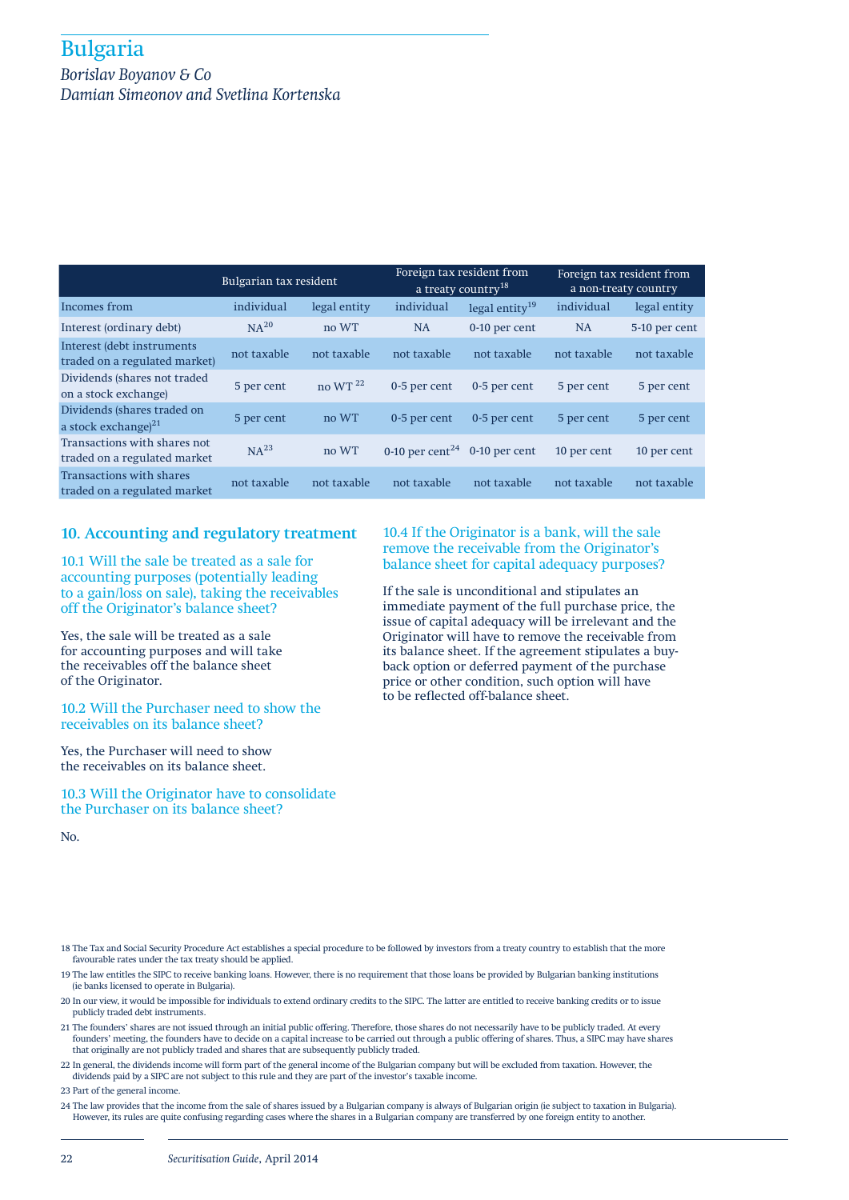# Bulgaria

*Borislav Boyanov & Co*
*Damian Simeonov and Svetlina Kortenska*

| | Bulgarian tax resident | | Foreign tax resident from a treaty country[18] | | Foreign tax resident from a non-treaty country | |
|---|---|---|---|---|---|---|
| Incomes from | individual | legal entity | individual | legal entity[19] | individual | legal entity |
| Interest (ordinary debt) | NA[20] | no WT | NA | 0-10 per cent | NA | 5-10 per cent |
| Interest (debt instruments traded on a regulated market) | not taxable | not taxable | not taxable | not taxable | not taxable | not taxable |
| Dividends (shares not traded on a stock exchange) | 5 per cent | no WT[22] | 0-5 per cent | 0-5 per cent | 5 per cent | 5 per cent |
| Dividends (shares traded on a stock exchange)[21] | 5 per cent | no WT | 0-5 per cent | 0-5 per cent | 5 per cent | 5 per cent |
| Transactions with shares not traded on a regulated market | NA[23] | no WT | 0-10 per cent[24] | 0-10 per cent | 10 per cent | 10 per cent |
| Transactions with shares traded on a regulated market | not taxable | not taxable | not taxable | not taxable | not taxable | not taxable |

## 10. Accounting and regulatory treatment

### 10.1 Will the sale be treated as a sale for accounting purposes (potentially leading to a gain/loss on sale), taking the receivables off the Originator's balance sheet?

Yes, the sale will be treated as a sale for accounting purposes and will take the receivables off the balance sheet of the Originator.

### 10.2 Will the Purchaser need to show the receivables on its balance sheet?

Yes, the Purchaser will need to show the receivables on its balance sheet.

### 10.3 Will the Originator have to consolidate the Purchaser on its balance sheet?

No.

### 10.4 If the Originator is a bank, will the sale remove the receivable from the Originator's balance sheet for capital adequacy purposes?

If the sale is unconditional and stipulates an immediate payment of the full purchase price, the issue of capital adequacy will be irrelevant and the Originator will have to remove the receivable from its balance sheet. If the agreement stipulates a buy-back option or deferred payment of the purchase price or other condition, such option will have to be reflected off-balance sheet.

18 The Tax and Social Security Procedure Act establishes a special procedure to be followed by investors from a treaty country to establish that the more favourable rates under the tax treaty should be applied.

19 The law entitles the SIPC to receive banking loans. However, there is no requirement that those loans be provided by Bulgarian banking institutions (ie banks licensed to operate in Bulgaria).

20 In our view, it would be impossible for individuals to extend ordinary credits to the SIPC. The latter are entitled to receive banking credits or to issue publicly traded debt instruments.

21 The founders' shares are not issued through an initial public offering. Therefore, those shares do not necessarily have to be publicly traded. At every founders' meeting, the founders have to decide on a capital increase to be carried out through a public offering of shares. Thus, a SIPC may have shares that originally are not publicly traded and shares that are subsequently publicly traded.

22 In general, the dividends income will form part of the general income of the Bulgarian company but will be excluded from taxation. However, the dividends paid by a SIPC are not subject to this rule and they are part of the investor's taxable income.

23 Part of the general income.

24 The law provides that the income from the sale of shares issued by a Bulgarian company is always of Bulgarian origin (ie subject to taxation in Bulgaria). However, its rules are quite confusing regarding cases where the shares in a Bulgarian company are transferred by one foreign entity to another.